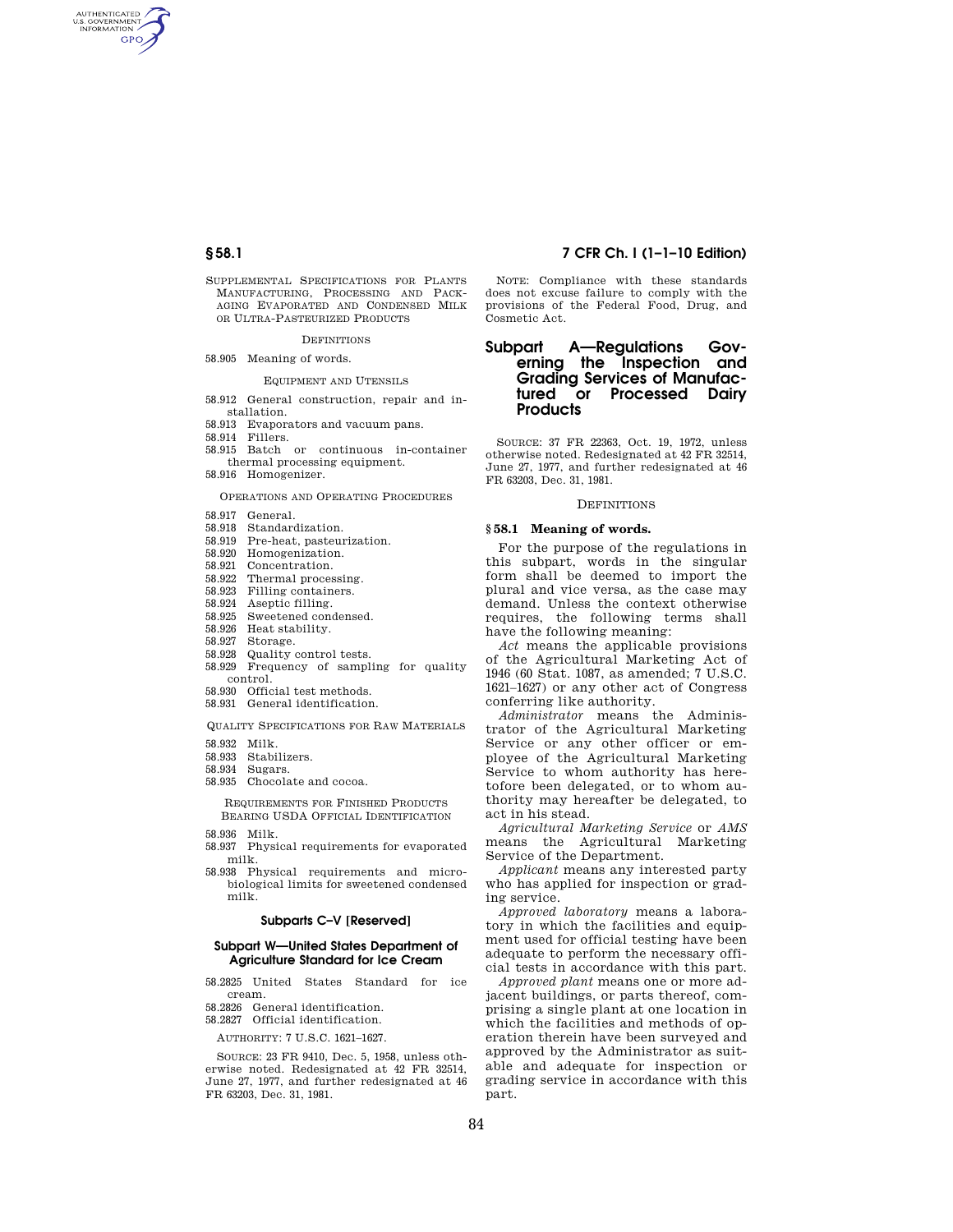SUPPLEMENTAL SPECIFICATIONS FOR PLANTS MANUFACTURING, PROCESSING AND PACKAGING EVAPORATED AND CONDENSED MILK OR ULTRA-PASTEURIZED PRODUCTS

DEFINITIONS

58.905 Meaning of words.

EQUIPMENT AND UTENSILS

58.912 General construction, repair and installation.
58.913 Evaporators and vacuum pans.
58.914 Fillers.
58.915 Batch or continuous in-container thermal processing equipment.
58.916 Homogenizer.

OPERATIONS AND OPERATING PROCEDURES

58.917 General.
58.918 Standardization.
58.919 Pre-heat, pasteurization.
58.920 Homogenization.
58.921 Concentration.
58.922 Thermal processing.
58.923 Filling containers.
58.924 Aseptic filling.
58.925 Sweetened condensed.
58.926 Heat stability.
58.927 Storage.
58.928 Quality control tests.
58.929 Frequency of sampling for quality control.
58.930 Official test methods.
58.931 General identification.

QUALITY SPECIFICATIONS FOR RAW MATERIALS

58.932 Milk.
58.933 Stabilizers.
58.934 Sugars.
58.935 Chocolate and cocoa.

REQUIREMENTS FOR FINISHED PRODUCTS BEARING USDA OFFICIAL IDENTIFICATION

58.936 Milk.
58.937 Physical requirements for evaporated milk.
58.938 Physical requirements and microbiological limits for sweetened condensed milk.

## Subparts C–V [Reserved]

## Subpart W—United States Department of Agriculture Standard for Ice Cream

58.2825 United States Standard for ice cream.
58.2826 General identification.
58.2827 Official identification.

AUTHORITY: 7 U.S.C. 1621–1627.

SOURCE: 23 FR 9410, Dec. 5, 1958, unless otherwise noted. Redesignated at 42 FR 32514, June 27, 1977, and further redesignated at 46 FR 63203, Dec. 31, 1981.

NOTE: Compliance with these standards does not excuse failure to comply with the provisions of the Federal Food, Drug, and Cosmetic Act.

## Subpart A—Regulations Governing the Inspection and Grading Services of Manufactured or Processed Dairy Products

SOURCE: 37 FR 22363, Oct. 19, 1972, unless otherwise noted. Redesignated at 42 FR 32514, June 27, 1977, and further redesignated at 46 FR 63203, Dec. 31, 1981.

DEFINITIONS

### § 58.1 Meaning of words.

For the purpose of the regulations in this subpart, words in the singular form shall be deemed to import the plural and vice versa, as the case may demand. Unless the context otherwise requires, the following terms shall have the following meaning:

*Act* means the applicable provisions of the Agricultural Marketing Act of 1946 (60 Stat. 1087, as amended; 7 U.S.C. 1621–1627) or any other act of Congress conferring like authority.

*Administrator* means the Administrator of the Agricultural Marketing Service or any other officer or employee of the Agricultural Marketing Service to whom authority has heretofore been delegated, or to whom authority may hereafter be delegated, to act in his stead.

*Agricultural Marketing Service* or *AMS* means the Agricultural Marketing Service of the Department.

*Applicant* means any interested party who has applied for inspection or grading service.

*Approved laboratory* means a laboratory in which the facilities and equipment used for official testing have been adequate to perform the necessary official tests in accordance with this part.

*Approved plant* means one or more adjacent buildings, or parts thereof, comprising a single plant at one location in which the facilities and methods of operation therein have been surveyed and approved by the Administrator as suitable and adequate for inspection or grading service in accordance with this part.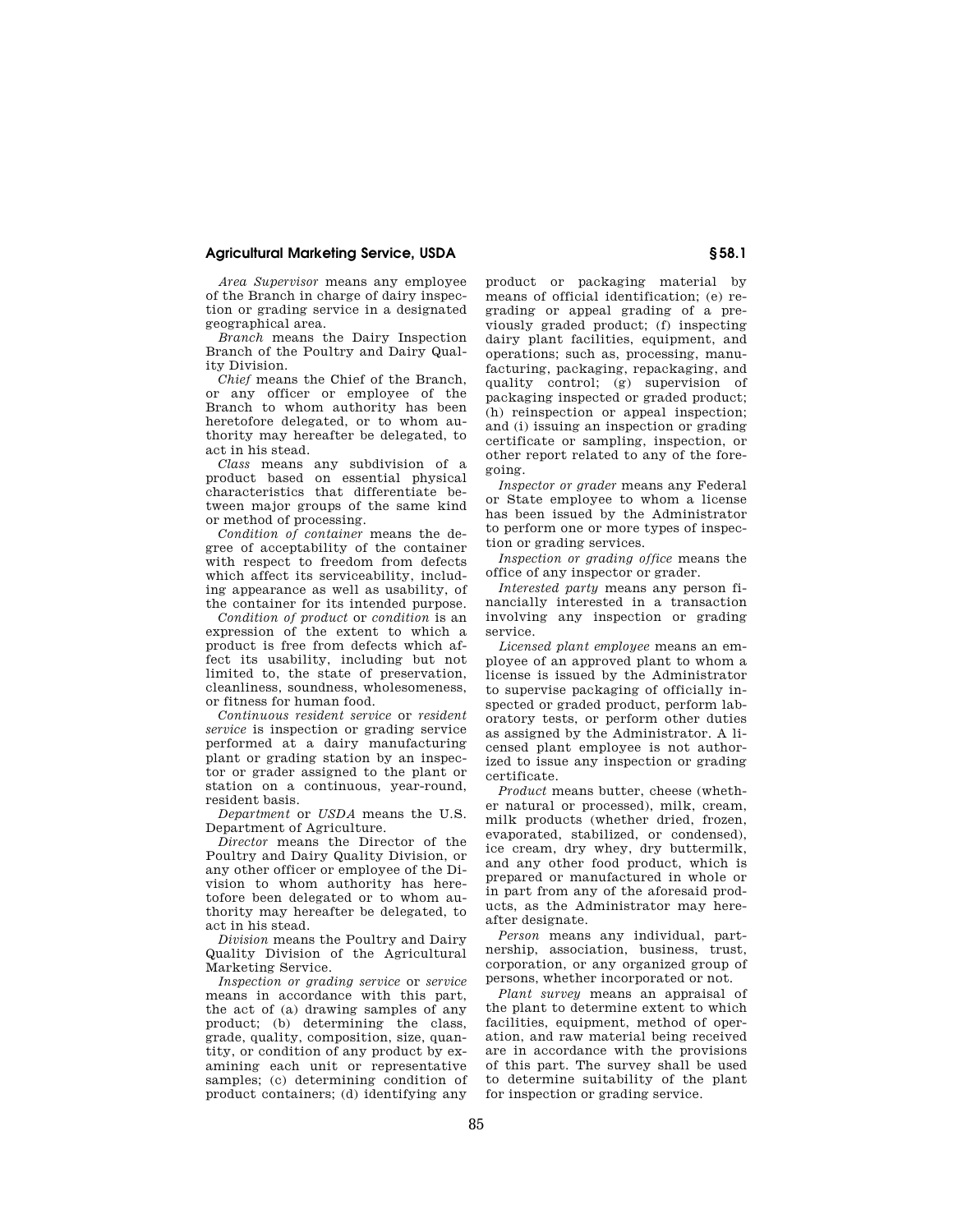*Area Supervisor* means any employee of the Branch in charge of dairy inspection or grading service in a designated geographical area.

*Branch* means the Dairy Inspection Branch of the Poultry and Dairy Quality Division.

*Chief* means the Chief of the Branch, or any officer or employee of the Branch to whom authority has been heretofore delegated, or to whom authority may hereafter be delegated, to act in his stead.

*Class* means any subdivision of a product based on essential physical characteristics that differentiate between major groups of the same kind or method of processing.

*Condition of container* means the degree of acceptability of the container with respect to freedom from defects which affect its serviceability, including appearance as well as usability, of the container for its intended purpose.

*Condition of product* or *condition* is an expression of the extent to which a product is free from defects which affect its usability, including but not limited to, the state of preservation, cleanliness, soundness, wholesomeness, or fitness for human food.

*Continuous resident service* or *resident service* is inspection or grading service performed at a dairy manufacturing plant or grading station by an inspector or grader assigned to the plant or station on a continuous, year-round, resident basis.

*Department* or *USDA* means the U.S. Department of Agriculture.

*Director* means the Director of the Poultry and Dairy Quality Division, or any other officer or employee of the Division to whom authority has heretofore been delegated or to whom authority may hereafter be delegated, to act in his stead.

*Division* means the Poultry and Dairy Quality Division of the Agricultural Marketing Service.

*Inspection or grading service* or *service* means in accordance with this part, the act of (a) drawing samples of any product; (b) determining the class, grade, quality, composition, size, quantity, or condition of any product by examining each unit or representative samples; (c) determining condition of product containers; (d) identifying any product or packaging material by means of official identification; (e) regrading or appeal grading of a previously graded product; (f) inspecting dairy plant facilities, equipment, and operations; such as, processing, manufacturing, packaging, repackaging, and quality control; (g) supervision of packaging inspected or graded product; (h) reinspection or appeal inspection; and (i) issuing an inspection or grading certificate or sampling, inspection, or other report related to any of the foregoing.

*Inspector or grader* means any Federal or State employee to whom a license has been issued by the Administrator to perform one or more types of inspection or grading services.

*Inspection or grading office* means the office of any inspector or grader.

*Interested party* means any person financially interested in a transaction involving any inspection or grading service.

*Licensed plant employee* means an employee of an approved plant to whom a license is issued by the Administrator to supervise packaging of officially inspected or graded product, perform laboratory tests, or perform other duties as assigned by the Administrator. A licensed plant employee is not authorized to issue any inspection or grading certificate.

*Product* means butter, cheese (whether natural or processed), milk, cream, milk products (whether dried, frozen, evaporated, stabilized, or condensed), ice cream, dry whey, dry buttermilk, and any other food product, which is prepared or manufactured in whole or in part from any of the aforesaid products, as the Administrator may hereafter designate.

*Person* means any individual, partnership, association, business, trust, corporation, or any organized group of persons, whether incorporated or not.

*Plant survey* means an appraisal of the plant to determine extent to which facilities, equipment, method of operation, and raw material being received are in accordance with the provisions of this part. The survey shall be used to determine suitability of the plant for inspection or grading service.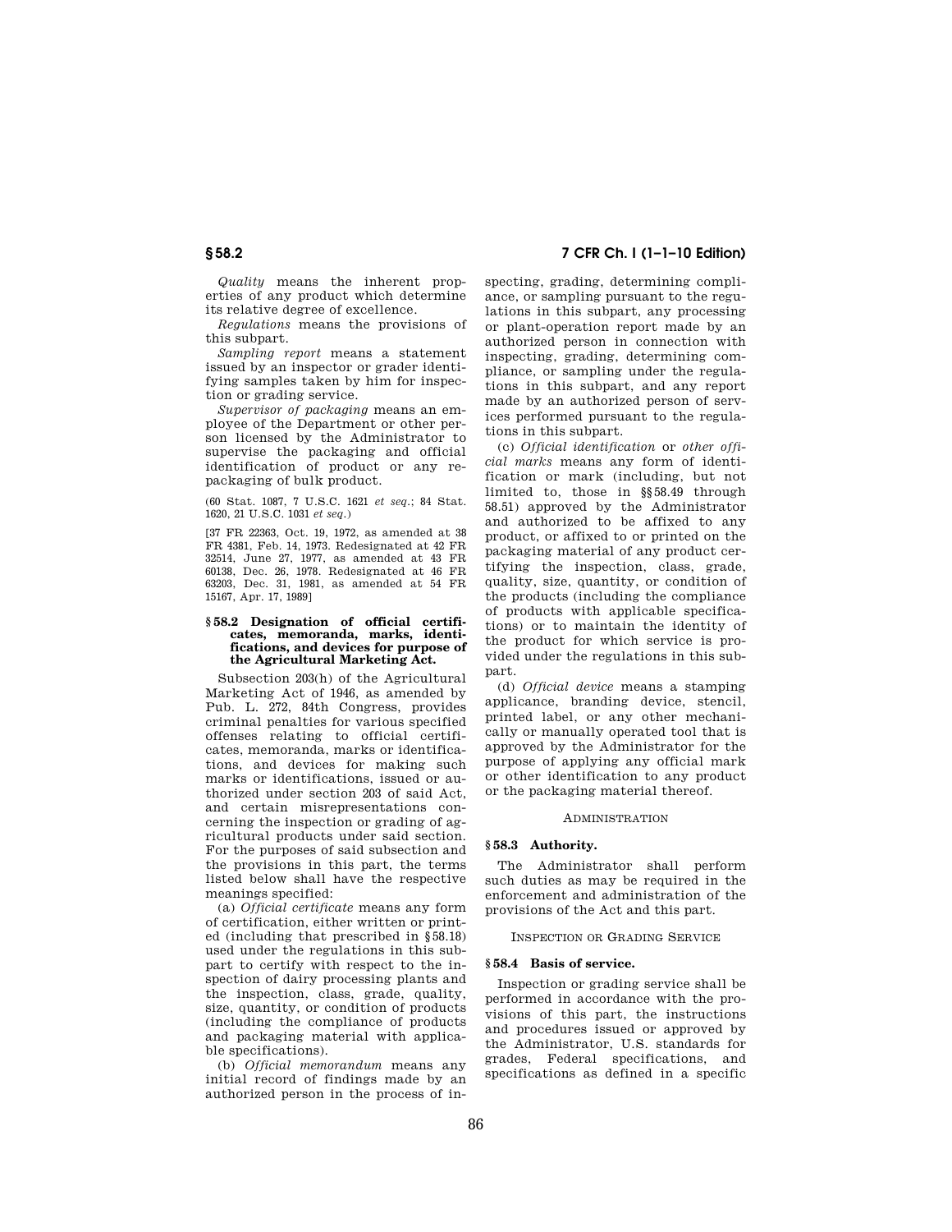*Quality* means the inherent properties of any product which determine its relative degree of excellence.

*Regulations* means the provisions of this subpart.

*Sampling report* means a statement issued by an inspector or grader identifying samples taken by him for inspection or grading service.

*Supervisor of packaging* means an employee of the Department or other person licensed by the Administrator to supervise the packaging and official identification of product or any repackaging of bulk product.

(60 Stat. 1087, 7 U.S.C. 1621 *et seq.*; 84 Stat. 1620, 21 U.S.C. 1031 *et seq.*)

[37 FR 22363, Oct. 19, 1972, as amended at 38 FR 4381, Feb. 14, 1973. Redesignated at 42 FR 32514, June 27, 1977, as amended at 43 FR 60138, Dec. 26, 1978. Redesignated at 46 FR 63203, Dec. 31, 1981, as amended at 54 FR 15167, Apr. 17, 1989]

### § 58.2 Designation of official certificates, memoranda, marks, identifications, and devices for purpose of the Agricultural Marketing Act.

Subsection 203(h) of the Agricultural Marketing Act of 1946, as amended by Pub. L. 272, 84th Congress, provides criminal penalties for various specified offenses relating to official certificates, memoranda, marks or identifications, and devices for making such marks or identifications, issued or authorized under section 203 of said Act, and certain misrepresentations concerning the inspection or grading of agricultural products under said section. For the purposes of said subsection and the provisions in this part, the terms listed below shall have the respective meanings specified:

(a) *Official certificate* means any form of certification, either written or printed (including that prescribed in § 58.18) used under the regulations in this subpart to certify with respect to the inspection of dairy processing plants and the inspection, class, grade, quality, size, quantity, or condition of products (including the compliance of products and packaging material with applicable specifications).

(b) *Official memorandum* means any initial record of findings made by an authorized person in the process of inspecting, grading, determining compliance, or sampling pursuant to the regulations in this subpart, any processing or plant-operation report made by an authorized person in connection with inspecting, grading, determining compliance, or sampling under the regulations in this subpart, and any report made by an authorized person of services performed pursuant to the regulations in this subpart.

(c) *Official identification* or *other official marks* means any form of identification or mark (including, but not limited to, those in §§ 58.49 through 58.51) approved by the Administrator and authorized to be affixed to any product, or affixed to or printed on the packaging material of any product certifying the inspection, class, grade, quality, size, quantity, or condition of the products (including the compliance of products with applicable specifications) or to maintain the identity of the product for which service is provided under the regulations in this subpart.

(d) *Official device* means a stamping applicance, branding device, stencil, printed label, or any other mechanically or manually operated tool that is approved by the Administrator for the purpose of applying any official mark or other identification to any product or the packaging material thereof.

## ADMINISTRATION

### § 58.3 Authority.

The Administrator shall perform such duties as may be required in the enforcement and administration of the provisions of the Act and this part.

## INSPECTION OR GRADING SERVICE

### § 58.4 Basis of service.

Inspection or grading service shall be performed in accordance with the provisions of this part, the instructions and procedures issued or approved by the Administrator, U.S. standards for grades, Federal specifications, and specifications as defined in a specific